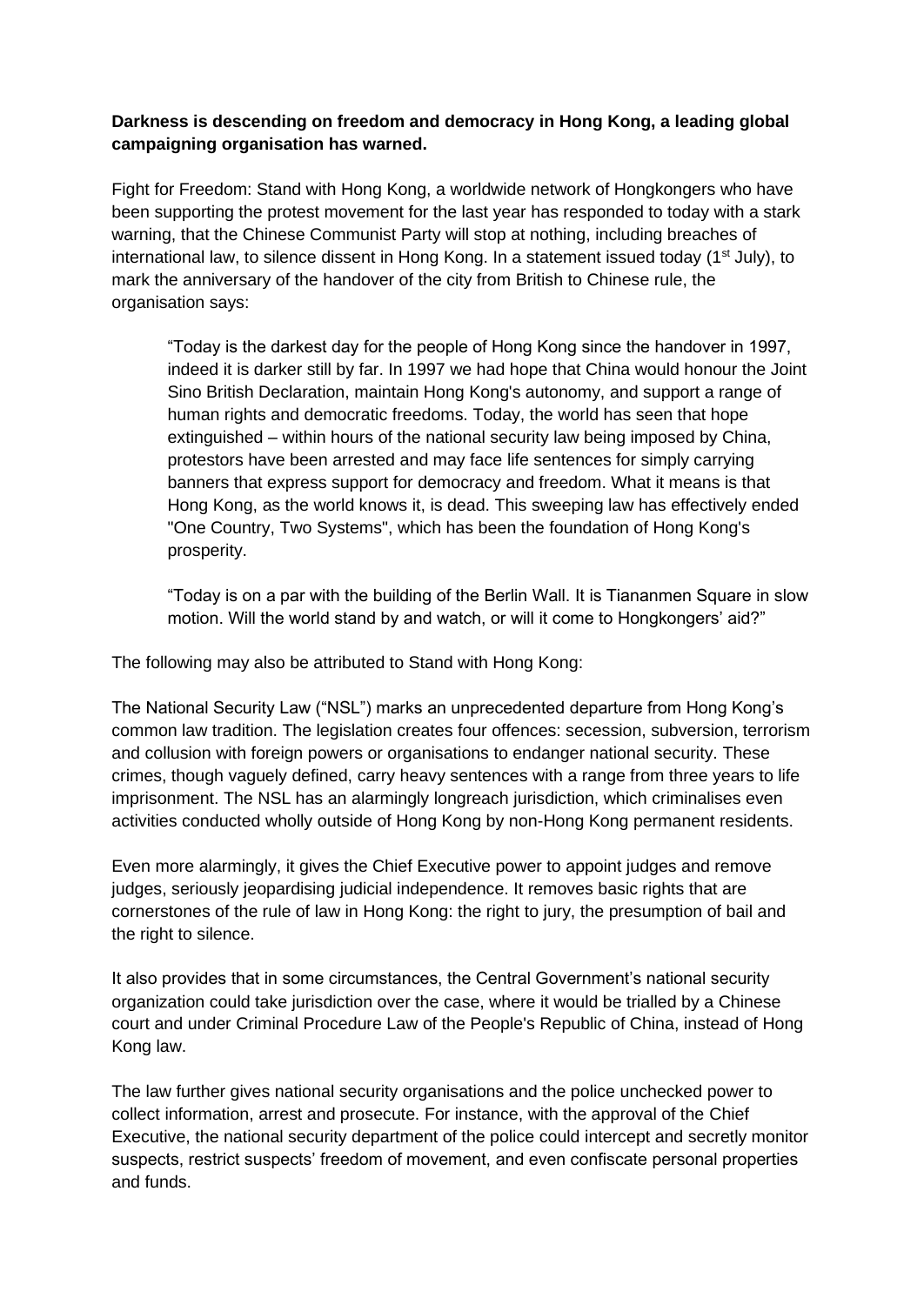**Darkness is descending on freedom and democracy in Hong Kong, a leading global campaigning organisation has warned.**

Fight for Freedom: Stand with Hong Kong, a worldwide network of Hongkongers who have been supporting the protest movement for the last year has responded to today with a stark warning, that the Chinese Communist Party will stop at nothing, including breaches of international law, to silence dissent in Hong Kong. In a statement issued today (1st July), to mark the anniversary of the handover of the city from British to Chinese rule, the organisation says:

> "Today is the darkest day for the people of Hong Kong since the handover in 1997, indeed it is darker still by far. In 1997 we had hope that China would honour the Joint Sino British Declaration, maintain Hong Kong's autonomy, and support a range of human rights and democratic freedoms. Today, the world has seen that hope extinguished – within hours of the national security law being imposed by China, protestors have been arrested and may face life sentences for simply carrying banners that express support for democracy and freedom. What it means is that Hong Kong, as the world knows it, is dead. This sweeping law has effectively ended "One Country, Two Systems", which has been the foundation of Hong Kong's prosperity.
>
> "Today is on a par with the building of the Berlin Wall. It is Tiananmen Square in slow motion. Will the world stand by and watch, or will it come to Hongkongers' aid?"

The following may also be attributed to Stand with Hong Kong:

The National Security Law ("NSL") marks an unprecedented departure from Hong Kong's common law tradition. The legislation creates four offences: secession, subversion, terrorism and collusion with foreign powers or organisations to endanger national security. These crimes, though vaguely defined, carry heavy sentences with a range from three years to life imprisonment. The NSL has an alarmingly longreach jurisdiction, which criminalises even activities conducted wholly outside of Hong Kong by non-Hong Kong permanent residents.

Even more alarmingly, it gives the Chief Executive power to appoint judges and remove judges, seriously jeopardising judicial independence. It removes basic rights that are cornerstones of the rule of law in Hong Kong: the right to jury, the presumption of bail and the right to silence.

It also provides that in some circumstances, the Central Government's national security organization could take jurisdiction over the case, where it would be trialled by a Chinese court and under Criminal Procedure Law of the People's Republic of China, instead of Hong Kong law.

The law further gives national security organisations and the police unchecked power to collect information, arrest and prosecute. For instance, with the approval of the Chief Executive, the national security department of the police could intercept and secretly monitor suspects, restrict suspects' freedom of movement, and even confiscate personal properties and funds.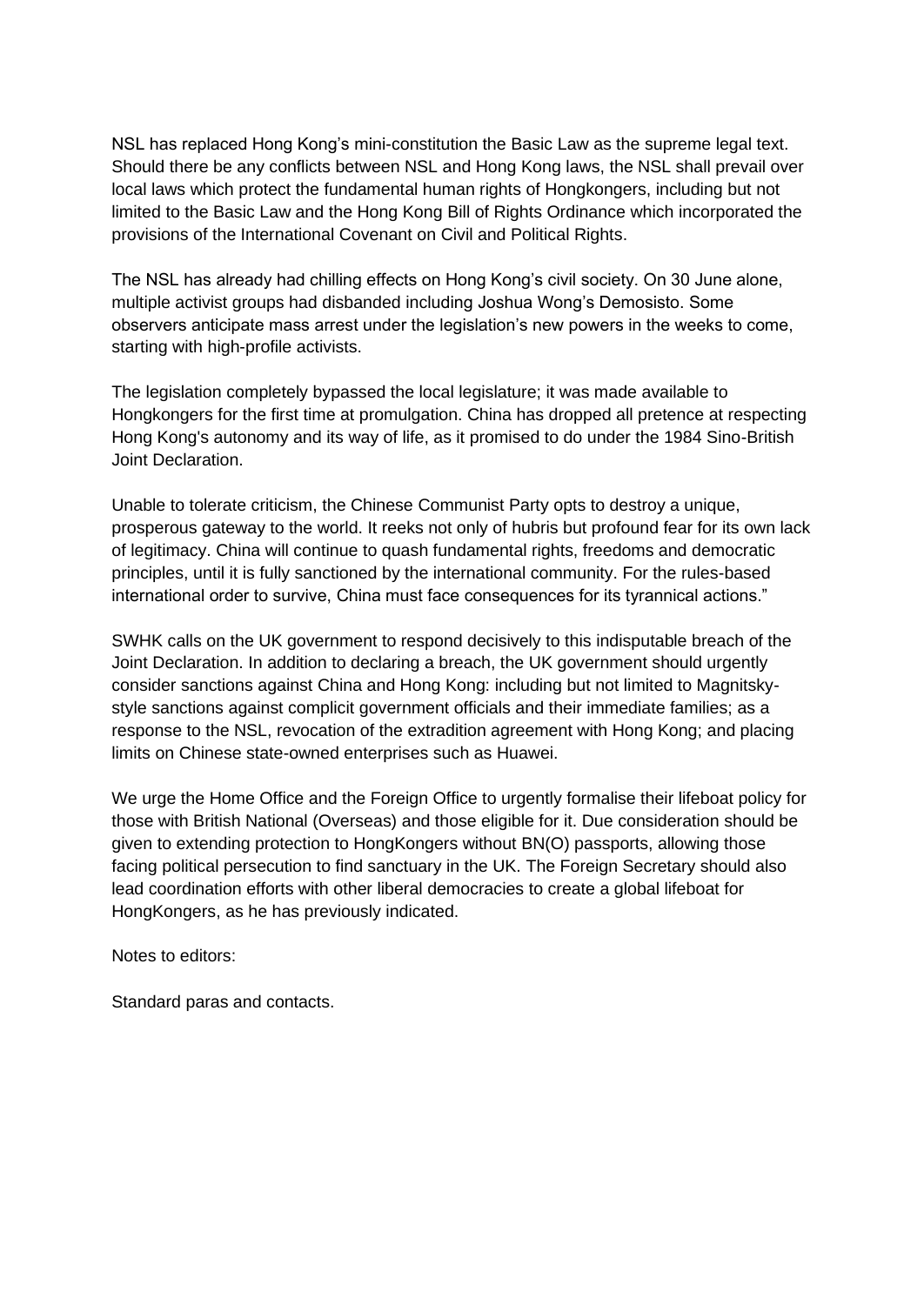NSL has replaced Hong Kong's mini-constitution the Basic Law as the supreme legal text. Should there be any conflicts between NSL and Hong Kong laws, the NSL shall prevail over local laws which protect the fundamental human rights of Hongkongers, including but not limited to the Basic Law and the Hong Kong Bill of Rights Ordinance which incorporated the provisions of the International Covenant on Civil and Political Rights.

The NSL has already had chilling effects on Hong Kong's civil society. On 30 June alone, multiple activist groups had disbanded including Joshua Wong's Demosisto. Some observers anticipate mass arrest under the legislation's new powers in the weeks to come, starting with high-profile activists.

The legislation completely bypassed the local legislature; it was made available to Hongkongers for the first time at promulgation. China has dropped all pretence at respecting Hong Kong's autonomy and its way of life, as it promised to do under the 1984 Sino-British Joint Declaration.

Unable to tolerate criticism, the Chinese Communist Party opts to destroy a unique, prosperous gateway to the world. It reeks not only of hubris but profound fear for its own lack of legitimacy. China will continue to quash fundamental rights, freedoms and democratic principles, until it is fully sanctioned by the international community. For the rules-based international order to survive, China must face consequences for its tyrannical actions."

SWHK calls on the UK government to respond decisively to this indisputable breach of the Joint Declaration. In addition to declaring a breach, the UK government should urgently consider sanctions against China and Hong Kong: including but not limited to Magnitsky-style sanctions against complicit government officials and their immediate families; as a response to the NSL, revocation of the extradition agreement with Hong Kong; and placing limits on Chinese state-owned enterprises such as Huawei.

We urge the Home Office and the Foreign Office to urgently formalise their lifeboat policy for those with British National (Overseas) and those eligible for it. Due consideration should be given to extending protection to HongKongers without BN(O) passports, allowing those facing political persecution to find sanctuary in the UK. The Foreign Secretary should also lead coordination efforts with other liberal democracies to create a global lifeboat for HongKongers, as he has previously indicated.

Notes to editors:

Standard paras and contacts.